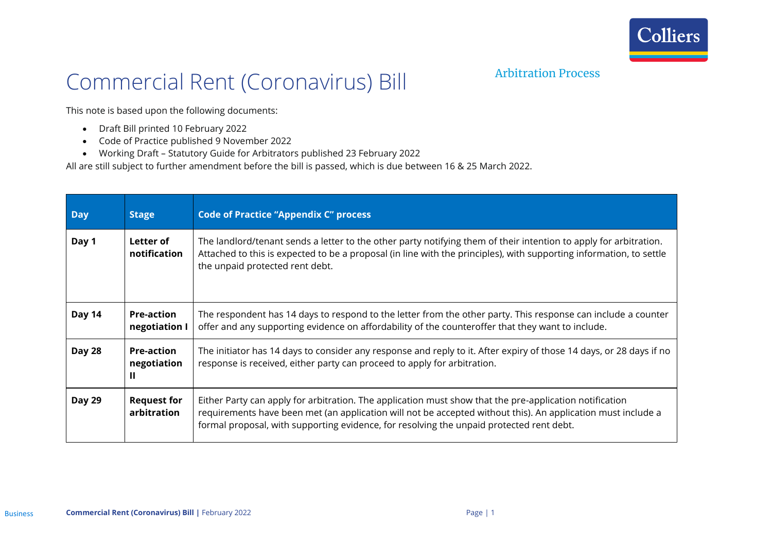# Commercial Rent (Coronavirus) Bill

## Arbitration Process

This note is based upon the following documents:

- Draft Bill printed 10 February 2022
- Code of Practice published 9 November 2022
- Working Draft – Statutory Guide for Arbitrators published 23 February 2022

All are still subject to further amendment before the bill is passed, which is due between 16 & 25 March 2022.

| Day | Stage | Code of Practice "Appendix C" process |
|---|---|---|
| **Day 1** | **Letter of notification** | The landlord/tenant sends a letter to the other party notifying them of their intention to apply for arbitration. Attached to this is expected to be a proposal (in line with the principles), with supporting information, to settle the unpaid protected rent debt. |
| **Day 14** | **Pre-action negotiation I** | The respondent has 14 days to respond to the letter from the other party. This response can include a counter offer and any supporting evidence on affordability of the counteroffer that they want to include. |
| **Day 28** | **Pre-action negotiation II** | The initiator has 14 days to consider any response and reply to it. After expiry of those 14 days, or 28 days if no response is received, either party can proceed to apply for arbitration. |
| **Day 29** | **Request for arbitration** | Either Party can apply for arbitration. The application must show that the pre-application notification requirements have been met (an application will not be accepted without this). An application must include a formal proposal, with supporting evidence, for resolving the unpaid protected rent debt. |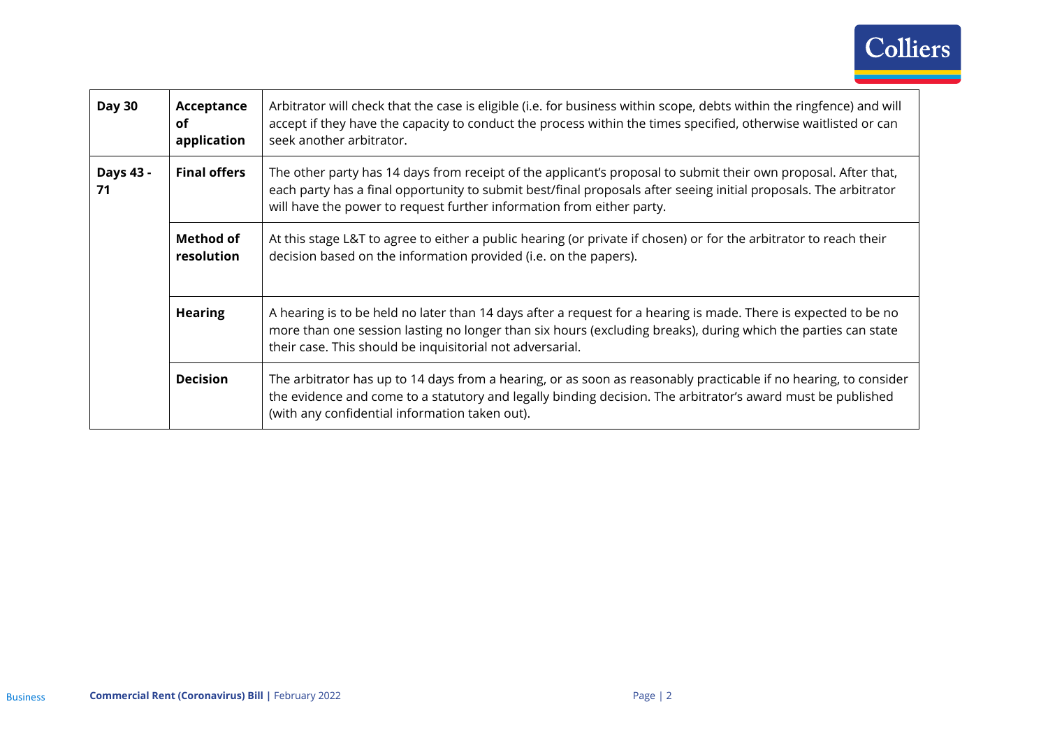| | | |
|---|---|---|
| **Day 30** | **Acceptance of application** | Arbitrator will check that the case is eligible (i.e. for business within scope, debts within the ringfence) and will accept if they have the capacity to conduct the process within the times specified, otherwise waitlisted or can seek another arbitrator. |
| **Days 43 - 71** | **Final offers** | The other party has 14 days from receipt of the applicant's proposal to submit their own proposal. After that, each party has a final opportunity to submit best/final proposals after seeing initial proposals. The arbitrator will have the power to request further information from either party. |
| | **Method of resolution** | At this stage L&T to agree to either a public hearing (or private if chosen) or for the arbitrator to reach their decision based on the information provided (i.e. on the papers). |
| | **Hearing** | A hearing is to be held no later than 14 days after a request for a hearing is made. There is expected to be no more than one session lasting no longer than six hours (excluding breaks), during which the parties can state their case. This should be inquisitorial not adversarial. |
| | **Decision** | The arbitrator has up to 14 days from a hearing, or as soon as reasonably practicable if no hearing, to consider the evidence and come to a statutory and legally binding decision. The arbitrator's award must be published (with any confidential information taken out). |